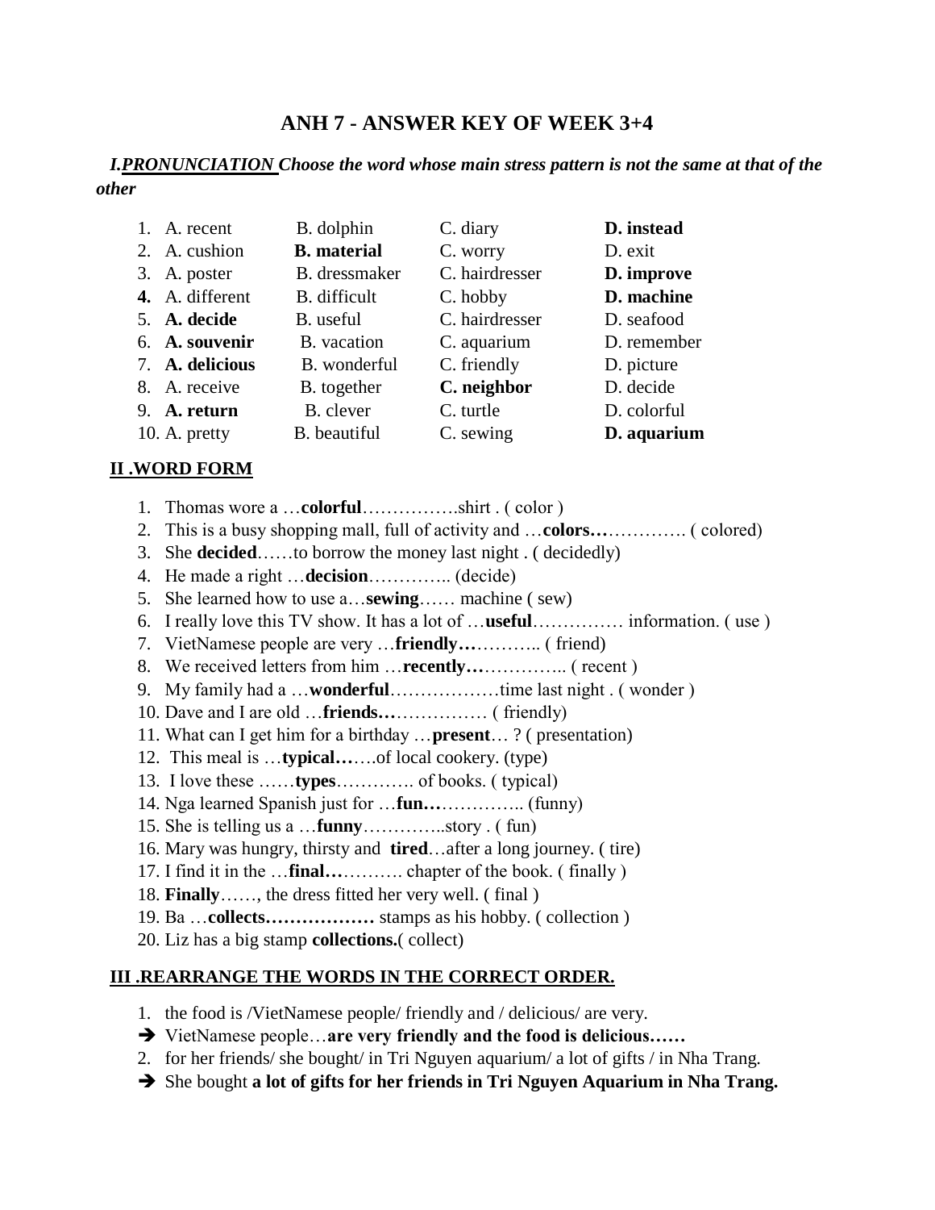# ANH 7 - ANSWER KEY OF WEEK 3+4

***I.PRONUNCIATION** Choose the word whose main stress pattern is not the same at that of the other*

| | | | |
|---|---|---|---|
| 1. A. recent | B. dolphin | C. diary | **D. instead** |
| 2. A. cushion | **B. material** | C. worry | D. exit |
| 3. A. poster | B. dressmaker | C. hairdresser | **D. improve** |
| **4.** A. different | B. difficult | C. hobby | **D. machine** |
| 5. **A. decide** | B. useful | C. hairdresser | D. seafood |
| 6. **A. souvenir** | B. vacation | C. aquarium | D. remember |
| 7. **A. delicious** | B. wonderful | C. friendly | D. picture |
| 8. A. receive | B. together | **C. neighbor** | D. decide |
| 9. **A. return** | B. clever | C. turtle | D. colorful |
| 10. A. pretty | B. beautiful | C. sewing | **D. aquarium** |

## II .WORD FORM

1. Thomas wore a …**colorful**…………….shirt . ( color )
2. This is a busy shopping mall, full of activity and …**colors…**…………. ( colored)
3. She **decided**……to borrow the money last night . ( decidedly)
4. He made a right …**decision**………….. (decide)
5. She learned how to use a…**sewing**…… machine ( sew)
6. I really love this TV show. It has a lot of …**useful**…………… information. ( use )
7. VietNamese people are very …**friendly…**……….. ( friend)
8. We received letters from him …**recently…**………….. ( recent )
9. My family had a …**wonderful**………………time last night . ( wonder )
10. Dave and I are old …**friends…**…………… ( friendly)
11. What can I get him for a birthday …**present**… ? ( presentation)
12. This meal is …**typical…**….of local cookery. (type)
13. I love these ……**types**…………. of books. ( typical)
14. Nga learned Spanish just for …**fun…**………….. (funny)
15. She is telling us a …**funny**…………..story . ( fun)
16. Mary was hungry, thirsty and **tired**…after a long journey. ( tire)
17. I find it in the …**final…**………. chapter of the book. ( finally )
18. **Finally**……, the dress fitted her very well. ( final )
19. Ba …**collects………………** stamps as his hobby. ( collection )
20. Liz has a big stamp **collections.**( collect)

## III .REARRANGE THE WORDS IN THE CORRECT ORDER.

1. the food is /VietNamese people/ friendly and / delicious/ are very.

➔ VietNamese people…**are very friendly and the food is delicious……**

2. for her friends/ she bought/ in Tri Nguyen aquarium/ a lot of gifts / in Nha Trang.

➔ She bought **a lot of gifts for her friends in Tri Nguyen Aquarium in Nha Trang.**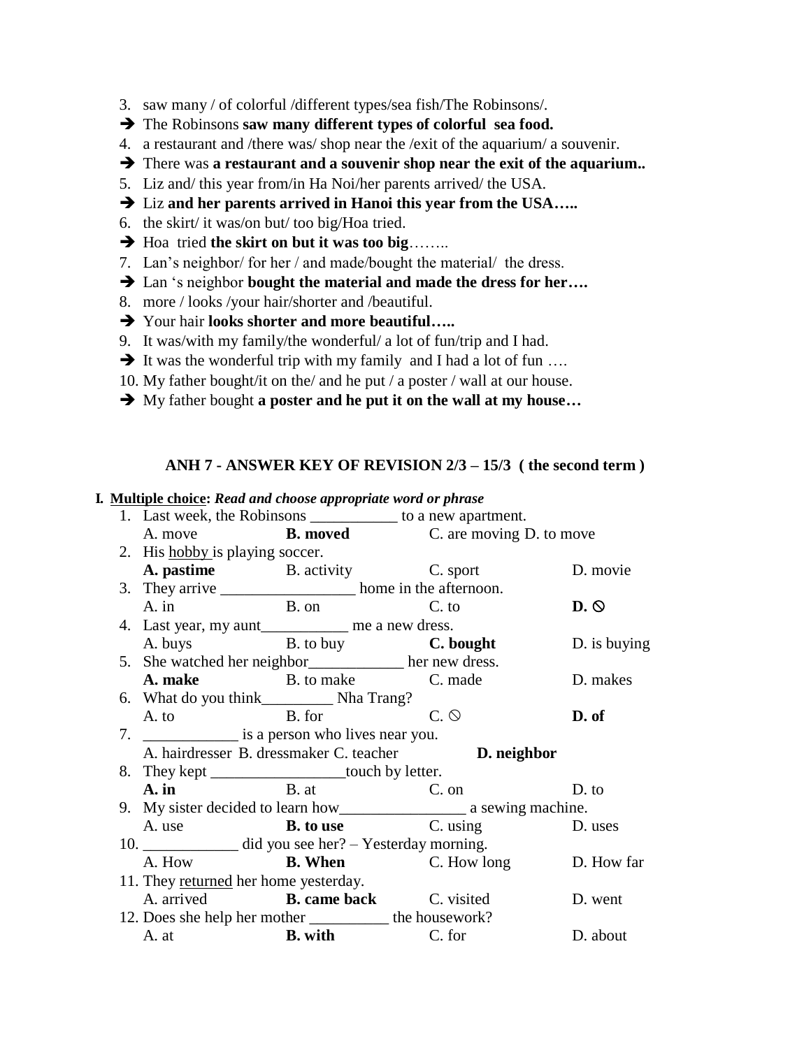3. saw many / of colorful /different types/sea fish/The Robinsons/.

➔ The Robinsons **saw many different types of colorful sea food.**

4. a restaurant and /there was/ shop near the /exit of the aquarium/ a souvenir.

➔ There was **a restaurant and a souvenir shop near the exit of the aquarium..**

5. Liz and/ this year from/in Ha Noi/her parents arrived/ the USA.

➔ Liz **and her parents arrived in Hanoi this year from the USA…..**

6. the skirt/ it was/on but/ too big/Hoa tried.

➔ Hoa tried **the skirt on but it was too big**……..

7. Lan's neighbor/ for her / and made/bought the material/ the dress.

➔ Lan 's neighbor **bought the material and made the dress for her….**

8. more / looks /your hair/shorter and /beautiful.

➔ Your hair **looks shorter and more beautiful…..**

9. It was/with my family/the wonderful/ a lot of fun/trip and I had.

➔ It was the wonderful trip with my family and I had a lot of fun ….

10. My father bought/it on the/ and he put / a poster / wall at our house.

➔ My father bought **a poster and he put it on the wall at my house…**

## ANH 7 - ANSWER KEY OF REVISION 2/3 – 15/3 ( the second term )

**I. Multiple choice:** ***Read and choose appropriate word or phrase***

1. Last week, the Robinsons ___________ to a new apartment.
   A. move **B. moved** C. are moving D. to move
2. His hobby is playing soccer.
   **A. pastime** B. activity C. sport D. movie
3. They arrive _________________ home in the afternoon.
   A. in B. on C. to **D. ⦸**
4. Last year, my aunt___________ me a new dress.
   A. buys B. to buy **C. bought** D. is buying
5. She watched her neighbor____________ her new dress.
   **A. make** B. to make C. made D. makes
6. What do you think_________ Nha Trang?
   A. to B. for C. ⦸ **D. of**
7. ____________ is a person who lives near you.
   A. hairdresser B. dressmaker C. teacher **D. neighbor**
8. They kept _________________touch by letter.
   **A. in** B. at C. on D. to
9. My sister decided to learn how________________ a sewing machine.
   A. use **B. to use** C. using D. uses
10. ____________ did you see her? – Yesterday morning.
    A. How **B. When** C. How long D. How far
11. They returned her home yesterday.
    A. arrived **B. came back** C. visited D. went
12. Does she help her mother __________ the housework?
    A. at **B. with** C. for D. about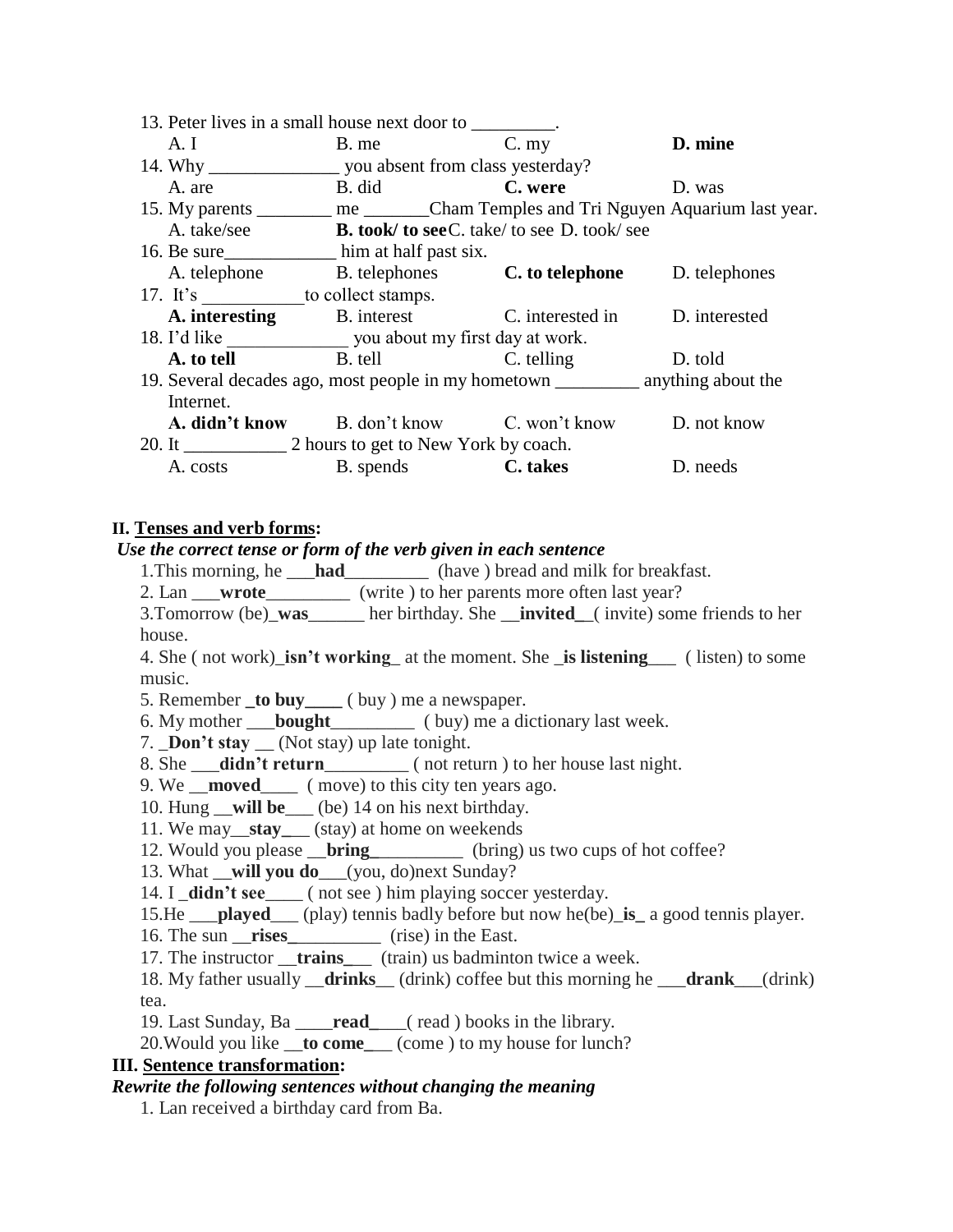13. Peter lives in a small house next door to _________.
A. I	B. me	C. my	**D. mine**

14. Why ______________ you absent from class yesterday?
A. are	B. did	**C. were**	D. was

15. My parents ________ me _______Cham Temples and Tri Nguyen Aquarium last year.
A. take/see	**B. took/ to see**	C. take/ to see	D. took/ see

16. Be sure____________ him at half past six.
A. telephone	B. telephones	**C. to telephone**	D. telephones

17. It's ___________to collect stamps.
**A. interesting**	B. interest	C. interested in	D. interested

18. I'd like _____________ you about my first day at work.
**A. to tell**	B. tell	C. telling	D. told

19. Several decades ago, most people in my hometown _________ anything about the Internet.
**A. didn't know**	B. don't know	C. won't know	D. not know

20. It ___________ 2 hours to get to New York by coach.
A. costs	B. spends	**C. takes**	D. needs

**II. Tenses and verb forms:**

***Use the correct tense or form of the verb given in each sentence***

1.This morning, he ___**had**_________ (have ) bread and milk for breakfast.
2. Lan ___**wrote**_________ (write ) to her parents more often last year?
3.Tomorrow (be)_**was**______ her birthday. She __**invited**__( invite) some friends to her house.
4. She ( not work)_**isn't working**_ at the moment. She _**is listening**___ ( listen) to some music.
5. Remember _**to buy**____ ( buy ) me a newspaper.
6. My mother ___**bought**_________ ( buy) me a dictionary last week.
7. _**Don't stay** __ (Not stay) up late tonight.
8. She ___**didn't return**_________ ( not return ) to her house last night.
9. We __**moved**____ ( move) to this city ten years ago.
10. Hung __**will be**___ (be) 14 on his next birthday.
11. We may__**stay**___ (stay) at home on weekends
12. Would you please __**bring**__________ (bring) us two cups of hot coffee?
13. What __**will you do**___(you, do)next Sunday?
14. I _**didn't see**____ ( not see ) him playing soccer yesterday.
15.He ___**played**___ (play) tennis badly before but now he(be)_**is**_ a good tennis player.
16. The sun __**rises**__________ (rise) in the East.
17. The instructor __**trains**___ (train) us badminton twice a week.
18. My father usually __**drinks**__ (drink) coffee but this morning he ___**drank**___(drink) tea.
19. Last Sunday, Ba ____**read**____( read ) books in the library.
20.Would you like __**to come**___ (come ) to my house for lunch?

**III. Sentence transformation:**

***Rewrite the following sentences without changing the meaning***

1. Lan received a birthday card from Ba.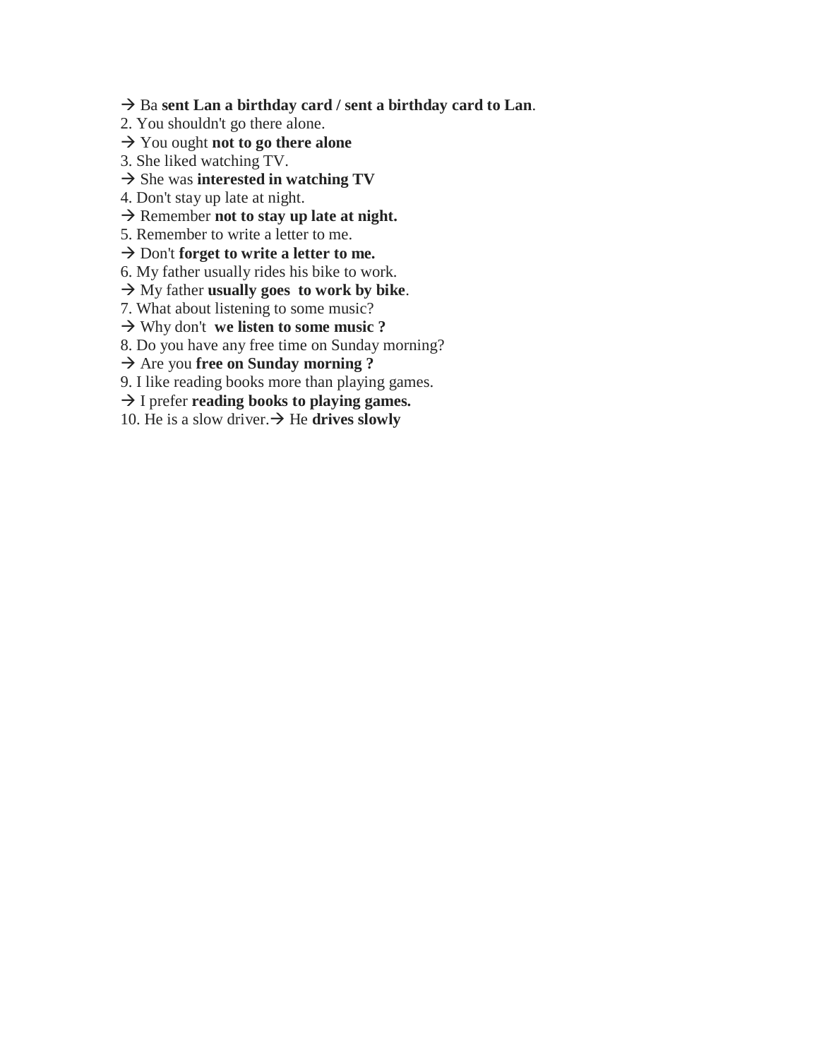→ Ba **sent Lan a birthday card / sent a birthday card to Lan**.

2. You shouldn't go there alone.

→ You ought **not to go there alone**

3. She liked watching TV.

→ She was **interested in watching TV**

4. Don't stay up late at night.

→ Remember **not to stay up late at night.**

5. Remember to write a letter to me.

→ Don't **forget to write a letter to me.**

6. My father usually rides his bike to work.

→ My father **usually goes to work by bike**.

7. What about listening to some music?

→ Why don't **we listen to some music ?**

8. Do you have any free time on Sunday morning?

→ Are you **free on Sunday morning ?**

9. I like reading books more than playing games.

→ I prefer **reading books to playing games.**

10. He is a slow driver.→ He **drives slowly**